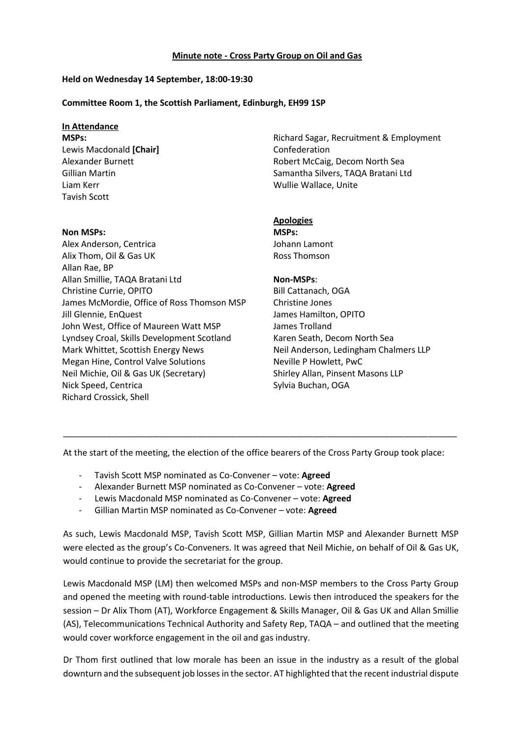**Minute note - Cross Party Group on Oil and Gas**

**Held on Wednesday 14 September, 18:00-19:30**

**Committee Room 1, the Scottish Parliament, Edinburgh, EH99 1SP**

**In Attendance**

**MSPs:**
Lewis Macdonald **[Chair]**
Alexander Burnett
Gillian Martin
Liam Kerr
Tavish Scott

**Non MSPs:**
Alex Anderson, Centrica
Alix Thom, Oil & Gas UK
Allan Rae, BP
Allan Smillie, TAQA Bratani Ltd
Christine Currie, OPITO
James McMordie, Office of Ross Thomson MSP
Jill Glennie, EnQuest
John West, Office of Maureen Watt MSP
Lyndsey Croal, Skills Development Scotland
Mark Whittet, Scottish Energy News
Megan Hine, Control Valve Solutions
Neil Michie, Oil & Gas UK (Secretary)
Nick Speed, Centrica
Richard Crossick, Shell
Richard Sagar, Recruitment & Employment Confederation
Robert McCaig, Decom North Sea
Samantha Silvers, TAQA Bratani Ltd
Wullie Wallace, Unite

**Apologies**

**MSPs:**
Johann Lamont
Ross Thomson

**Non-MSPs**:
Bill Cattanach, OGA
Christine Jones
James Hamilton, OPITO
James Trolland
Karen Seath, Decom North Sea
Neil Anderson, Ledingham Chalmers LLP
Neville P Howlett, PwC
Shirley Allan, Pinsent Masons LLP
Sylvia Buchan, OGA

---

At the start of the meeting, the election of the office bearers of the Cross Party Group took place:

- Tavish Scott MSP nominated as Co-Convener – vote: **Agreed**
- Alexander Burnett MSP nominated as Co-Convener – vote: **Agreed**
- Lewis Macdonald MSP nominated as Co-Convener – vote: **Agreed**
- Gillian Martin MSP nominated as Co-Convener – vote: **Agreed**

As such, Lewis Macdonald MSP, Tavish Scott MSP, Gillian Martin MSP and Alexander Burnett MSP were elected as the group's Co-Conveners. It was agreed that Neil Michie, on behalf of Oil & Gas UK, would continue to provide the secretariat for the group.

Lewis Macdonald MSP (LM) then welcomed MSPs and non-MSP members to the Cross Party Group and opened the meeting with round-table introductions. Lewis then introduced the speakers for the session – Dr Alix Thom (AT), Workforce Engagement & Skills Manager, Oil & Gas UK and Allan Smillie (AS), Telecommunications Technical Authority and Safety Rep, TAQA – and outlined that the meeting would cover workforce engagement in the oil and gas industry.

Dr Thom first outlined that low morale has been an issue in the industry as a result of the global downturn and the subsequent job losses in the sector. AT highlighted that the recent industrial dispute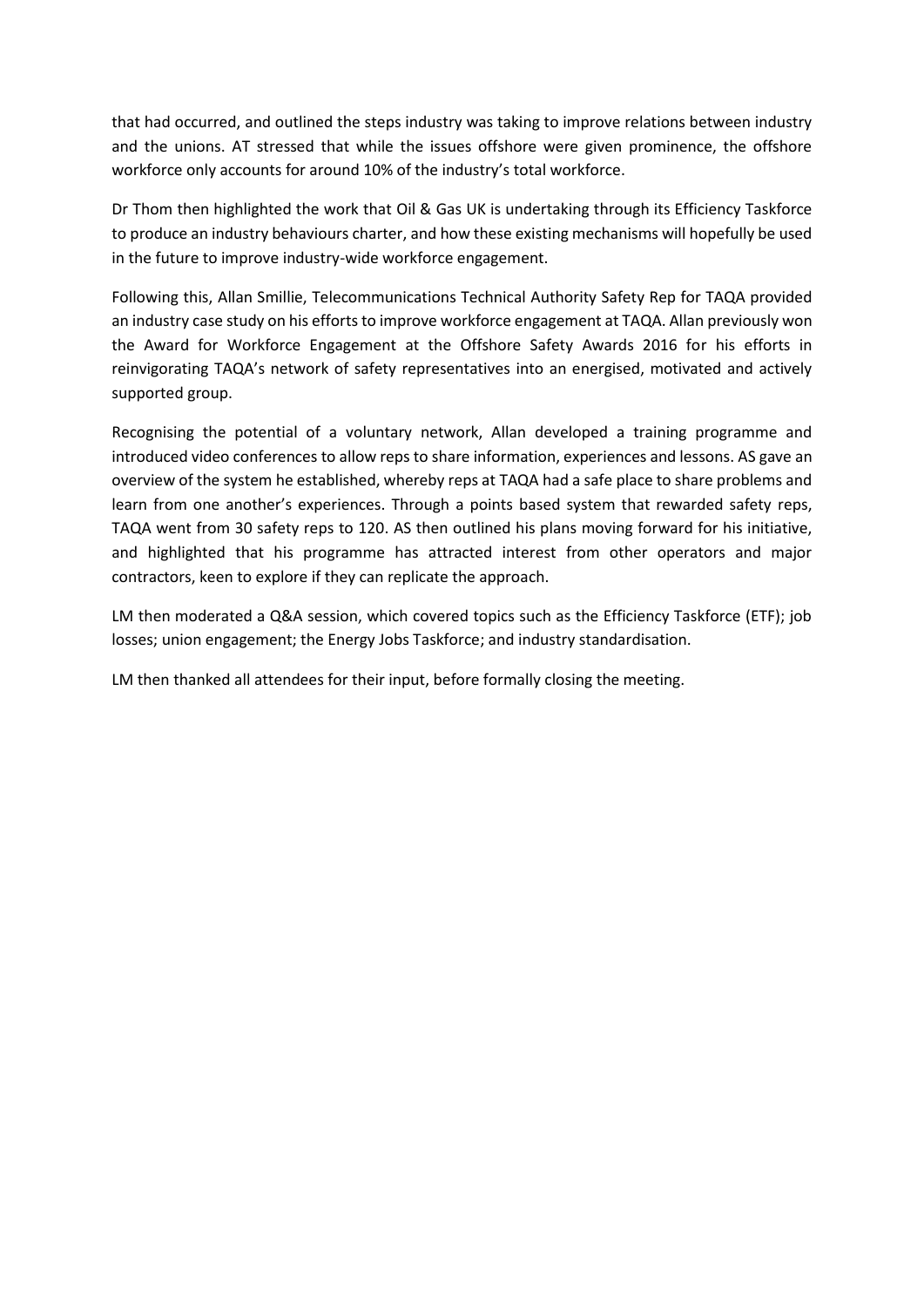that had occurred, and outlined the steps industry was taking to improve relations between industry and the unions. AT stressed that while the issues offshore were given prominence, the offshore workforce only accounts for around 10% of the industry's total workforce.

Dr Thom then highlighted the work that Oil & Gas UK is undertaking through its Efficiency Taskforce to produce an industry behaviours charter, and how these existing mechanisms will hopefully be used in the future to improve industry-wide workforce engagement.

Following this, Allan Smillie, Telecommunications Technical Authority Safety Rep for TAQA provided an industry case study on his efforts to improve workforce engagement at TAQA. Allan previously won the Award for Workforce Engagement at the Offshore Safety Awards 2016 for his efforts in reinvigorating TAQA's network of safety representatives into an energised, motivated and actively supported group.

Recognising the potential of a voluntary network, Allan developed a training programme and introduced video conferences to allow reps to share information, experiences and lessons. AS gave an overview of the system he established, whereby reps at TAQA had a safe place to share problems and learn from one another's experiences. Through a points based system that rewarded safety reps, TAQA went from 30 safety reps to 120. AS then outlined his plans moving forward for his initiative, and highlighted that his programme has attracted interest from other operators and major contractors, keen to explore if they can replicate the approach.

LM then moderated a Q&A session, which covered topics such as the Efficiency Taskforce (ETF); job losses; union engagement; the Energy Jobs Taskforce; and industry standardisation.

LM then thanked all attendees for their input, before formally closing the meeting.